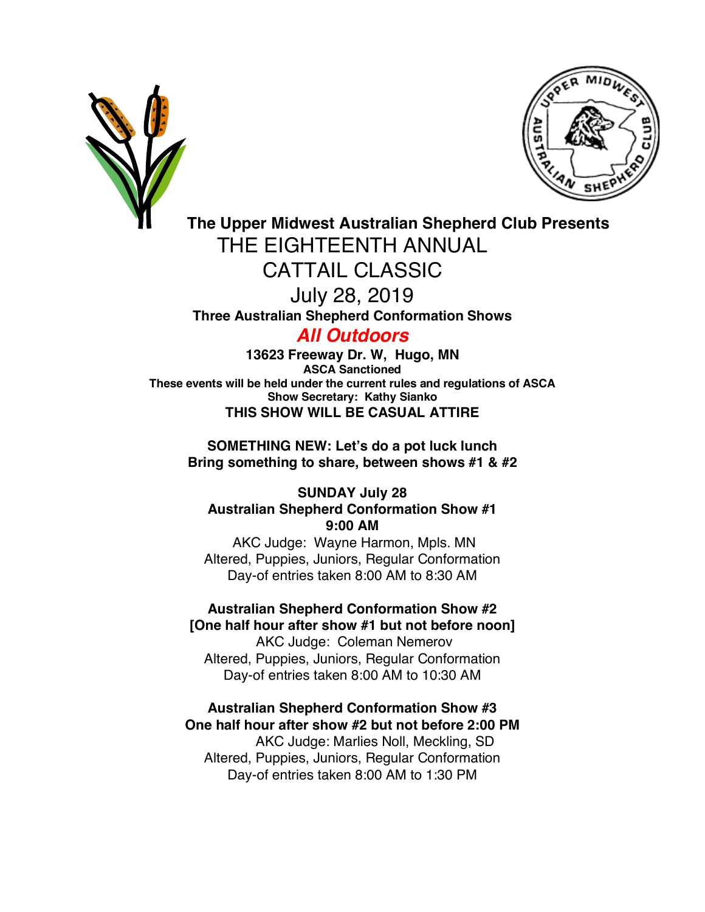**The Upper Midwest Australian Shepherd Club Presents**

# THE EIGHTEENTH ANNUAL CATTAIL CLASSIC

## July 28, 2019

**Three Australian Shepherd Conformation Shows**

***All Outdoors***

**13623 Freeway Dr. W, Hugo, MN**
**ASCA Sanctioned**
**These events will be held under the current rules and regulations of ASCA**
**Show Secretary: Kathy Sianko**
**THIS SHOW WILL BE CASUAL ATTIRE**

**SOMETHING NEW: Let's do a pot luck lunch**
**Bring something to share, between shows #1 & #2**

**SUNDAY July 28**
**Australian Shepherd Conformation Show #1**
**9:00 AM**
AKC Judge: Wayne Harmon, Mpls. MN
Altered, Puppies, Juniors, Regular Conformation
Day-of entries taken 8:00 AM to 8:30 AM

**Australian Shepherd Conformation Show #2**
**[One half hour after show #1 but not before noon]**
AKC Judge: Coleman Nemerov
Altered, Puppies, Juniors, Regular Conformation
Day-of entries taken 8:00 AM to 10:30 AM

**Australian Shepherd Conformation Show #3**
**One half hour after show #2 but not before 2:00 PM**
AKC Judge: Marlies Noll, Meckling, SD
Altered, Puppies, Juniors, Regular Conformation
Day-of entries taken 8:00 AM to 1:30 PM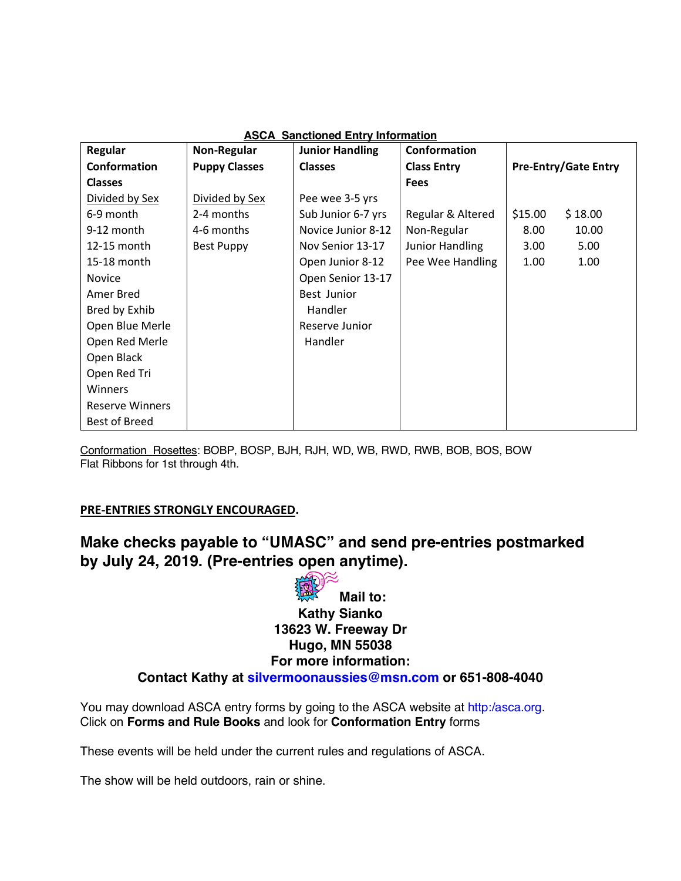**ASCA Sanctioned Entry Information**

| Regular Conformation Classes | Non-Regular Puppy Classes | Junior Handling Classes | Conformation Class Entry Fees | Pre-Entry/Gate Entry | |
|---|---|---|---|---|---|
| Divided by Sex | Divided by Sex | Pee wee 3-5 yrs | | | |
| 6-9 month | 2-4 months | Sub Junior 6-7 yrs | Regular & Altered | $15.00 | $ 18.00 |
| 9-12 month | 4-6 months | Novice Junior 8-12 | Non-Regular | 8.00 | 10.00 |
| 12-15 month | Best Puppy | Nov Senior 13-17 | Junior Handling | 3.00 | 5.00 |
| 15-18 month | | Open Junior 8-12 | Pee Wee Handling | 1.00 | 1.00 |
| Novice | | Open Senior 13-17 | | | |
| Amer Bred | | Best Junior Handler | | | |
| Bred by Exhib | | Reserve Junior Handler | | | |
| Open Blue Merle | | | | | |
| Open Red Merle | | | | | |
| Open Black | | | | | |
| Open Red Tri | | | | | |
| Winners | | | | | |
| Reserve Winners | | | | | |
| Best of Breed | | | | | |

Conformation Rosettes: BOBP, BOSP, BJH, RJH, WD, WB, RWD, RWB, BOB, BOS, BOW
Flat Ribbons for 1st through 4th.

**PRE-ENTRIES STRONGLY ENCOURAGED.**

**Make checks payable to "UMASC" and send pre-entries postmarked by July 24, 2019. (Pre-entries open anytime).**

**Mail to:**
**Kathy Sianko**
**13623 W. Freeway Dr**
**Hugo, MN 55038**
**For more information:**
**Contact Kathy at silvermoonaussies@msn.com or 651-808-4040**

You may download ASCA entry forms by going to the ASCA website at http:/asca.org.
Click on **Forms and Rule Books** and look for **Conformation Entry** forms

These events will be held under the current rules and regulations of ASCA.

The show will be held outdoors, rain or shine.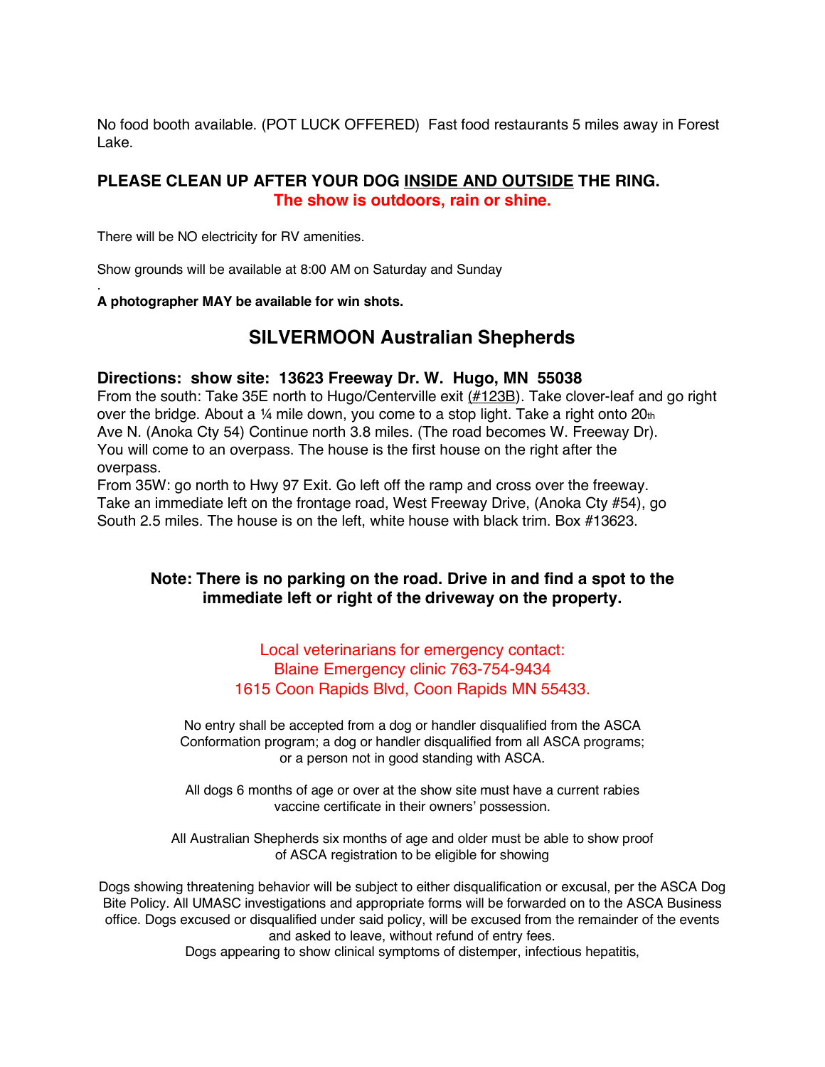No food booth available. (POT LUCK OFFERED) Fast food restaurants 5 miles away in Forest Lake.

**PLEASE CLEAN UP AFTER YOUR DOG INSIDE AND OUTSIDE THE RING.**
**The show is outdoors, rain or shine.**

There will be NO electricity for RV amenities.

Show grounds will be available at 8:00 AM on Saturday and Sunday

**A photographer MAY be available for win shots.**

## SILVERMOON Australian Shepherds

### Directions: show site: 13623 Freeway Dr. W. Hugo, MN 55038

From the south: Take 35E north to Hugo/Centerville exit (#123B). Take clover-leaf and go right over the bridge. About a ¼ mile down, you come to a stop light. Take a right onto 20th Ave N. (Anoka Cty 54) Continue north 3.8 miles. (The road becomes W. Freeway Dr). You will come to an overpass. The house is the first house on the right after the overpass.

From 35W: go north to Hwy 97 Exit. Go left off the ramp and cross over the freeway. Take an immediate left on the frontage road, West Freeway Drive, (Anoka Cty #54), go South 2.5 miles. The house is on the left, white house with black trim. Box #13623.

**Note: There is no parking on the road. Drive in and find a spot to the immediate left or right of the driveway on the property.**

Local veterinarians for emergency contact:
Blaine Emergency clinic 763-754-9434
1615 Coon Rapids Blvd, Coon Rapids MN 55433.

No entry shall be accepted from a dog or handler disqualified from the ASCA Conformation program; a dog or handler disqualified from all ASCA programs; or a person not in good standing with ASCA.

All dogs 6 months of age or over at the show site must have a current rabies vaccine certificate in their owners' possession.

All Australian Shepherds six months of age and older must be able to show proof of ASCA registration to be eligible for showing

Dogs showing threatening behavior will be subject to either disqualification or excusal, per the ASCA Dog Bite Policy. All UMASC investigations and appropriate forms will be forwarded on to the ASCA Business office. Dogs excused or disqualified under said policy, will be excused from the remainder of the events and asked to leave, without refund of entry fees.
Dogs appearing to show clinical symptoms of distemper, infectious hepatitis,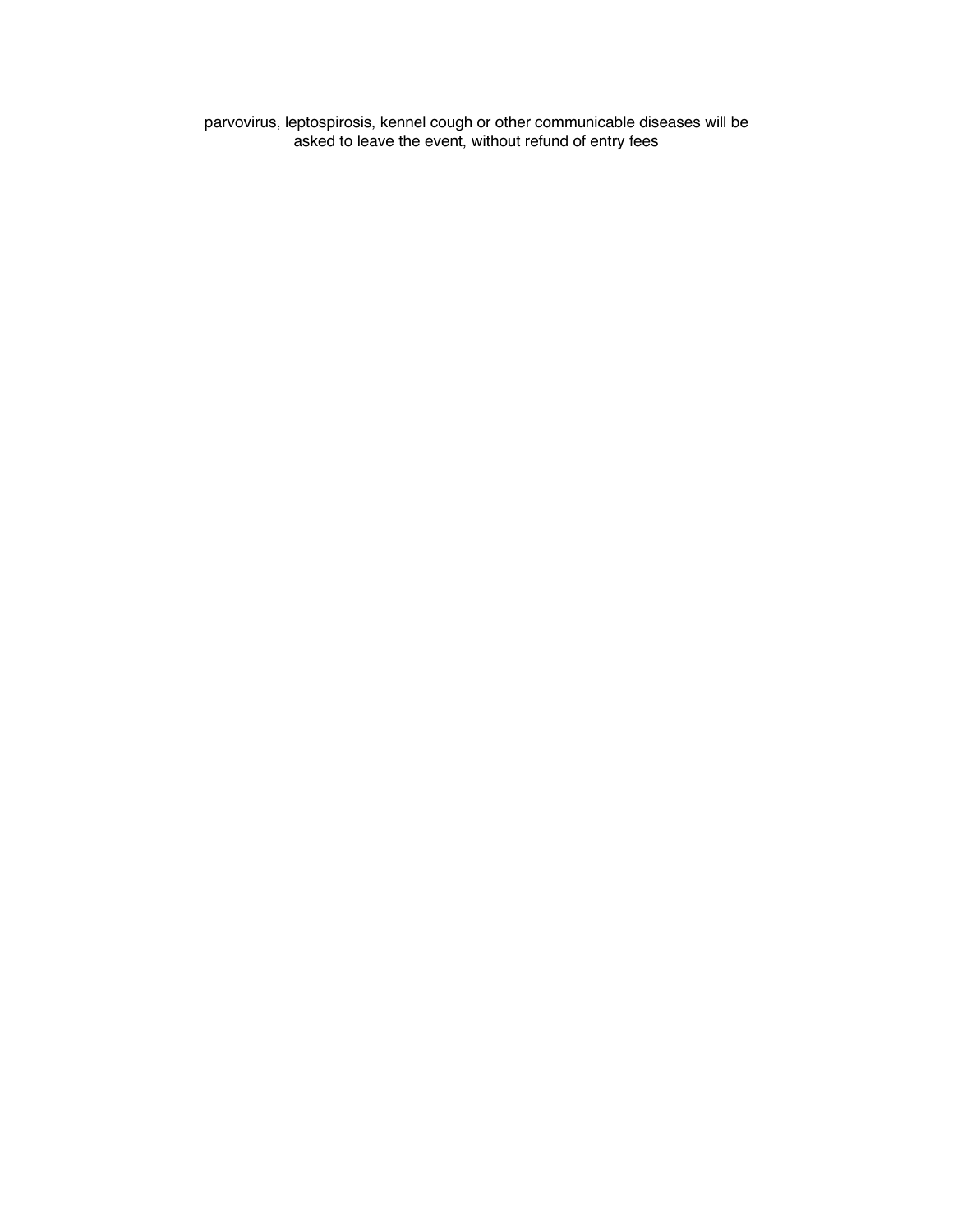parvovirus, leptospirosis, kennel cough or other communicable diseases will be asked to leave the event, without refund of entry fees